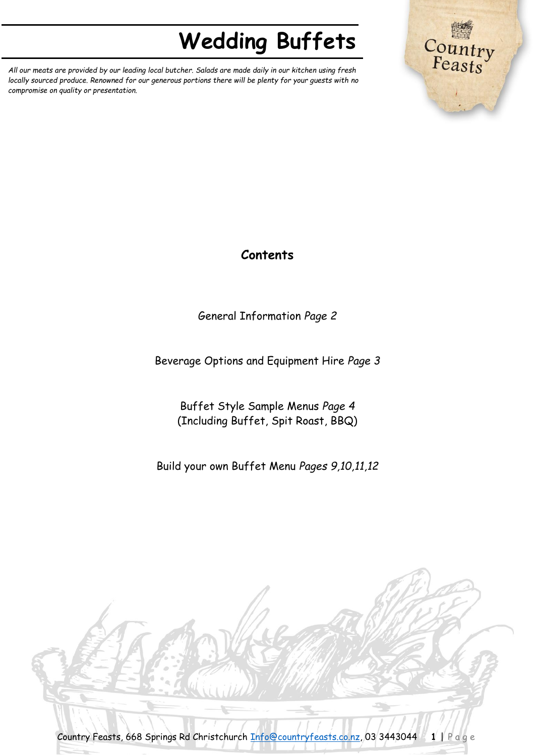# Wedding Buffets

*All our meats are provided by our leading local butcher. Salads are made daily in our kitchen using fresh locally sourced produce. Renowned for our generous portions there will be plenty for your guests with no compromise on quality or presentation.*

## Contents

General Information *Page 2*

Beverage Options and Equipment Hire *Page 3*

Buffet Style Sample Menus *Page 4*
(Including Buffet, Spit Roast, BBQ)

Build your own Buffet Menu *Pages 9,10,11,12*

Country Feasts, 668 Springs Rd Christchurch Info@countryfeasts.co.nz, 03 3443044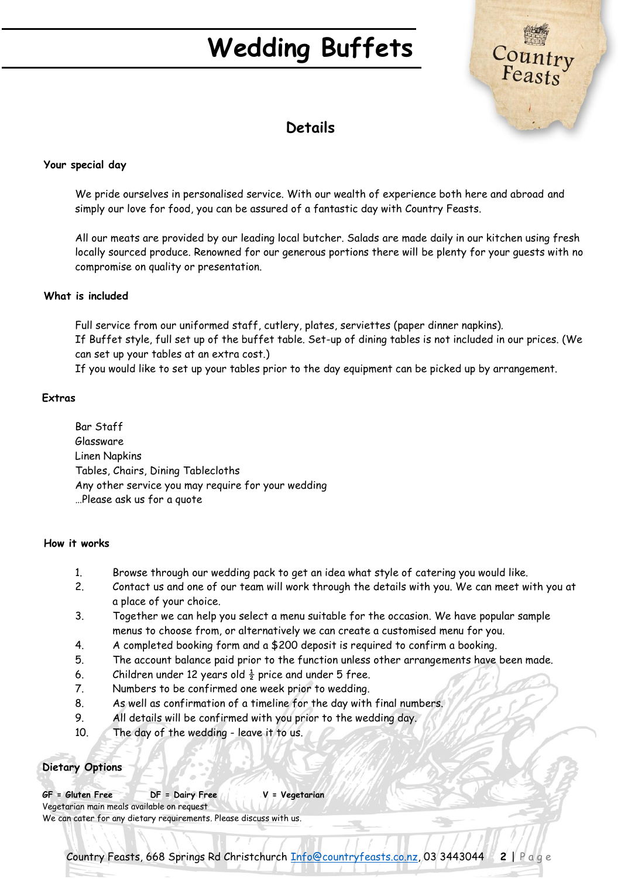# Wedding Buffets

## Details

### Your special day

We pride ourselves in personalised service. With our wealth of experience both here and abroad and simply our love for food, you can be assured of a fantastic day with Country Feasts.

All our meats are provided by our leading local butcher. Salads are made daily in our kitchen using fresh locally sourced produce. Renowned for our generous portions there will be plenty for your guests with no compromise on quality or presentation.

### What is included

Full service from our uniformed staff, cutlery, plates, serviettes (paper dinner napkins).
If Buffet style, full set up of the buffet table. Set-up of dining tables is not included in our prices. (We can set up your tables at an extra cost.)
If you would like to set up your tables prior to the day equipment can be picked up by arrangement.

### Extras

Bar Staff
Glassware
Linen Napkins
Tables, Chairs, Dining Tablecloths
Any other service you may require for your wedding
…Please ask us for a quote

### How it works

1. Browse through our wedding pack to get an idea what style of catering you would like.
2. Contact us and one of our team will work through the details with you. We can meet with you at a place of your choice.
3. Together we can help you select a menu suitable for the occasion. We have popular sample menus to choose from, or alternatively we can create a customised menu for you.
4. A completed booking form and a $200 deposit is required to confirm a booking.
5. The account balance paid prior to the function unless other arrangements have been made.
6. Children under 12 years old ½ price and under 5 free.
7. Numbers to be confirmed one week prior to wedding.
8. As well as confirmation of a timeline for the day with final numbers.
9. All details will be confirmed with you prior to the wedding day.
10. The day of the wedding - leave it to us.

### Dietary Options

**GF = Gluten Free** **DF = Dairy Free** **V = Vegetarian**
Vegetarian main meals available on request
We can cater for any dietary requirements. Please discuss with us.

Country Feasts, 668 Springs Rd Christchurch Info@countryfeasts.co.nz, 03 3443044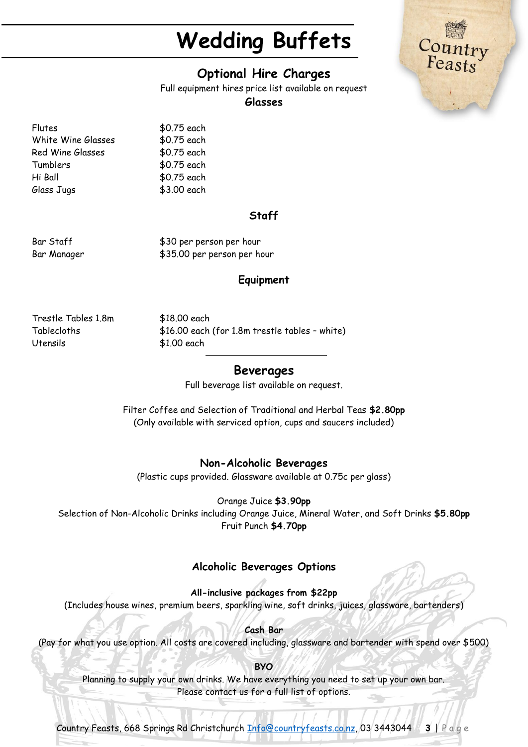# Wedding Buffets

## Optional Hire Charges

Full equipment hires price list available on request

### Glasses

| | |
|---|---|
| Flutes | $0.75 each |
| White Wine Glasses | $0.75 each |
| Red Wine Glasses | $0.75 each |
| Tumblers | $0.75 each |
| Hi Ball | $0.75 each |
| Glass Jugs | $3.00 each |

### Staff

| | |
|---|---|
| Bar Staff | $30 per person per hour |
| Bar Manager | $35.00 per person per hour |

### Equipment

| | |
|---|---|
| Trestle Tables 1.8m | $18.00 each |
| Tablecloths | $16.00 each (for 1.8m trestle tables – white) |
| Utensils | $1.00 each |

---

## Beverages

Full beverage list available on request.

Filter Coffee and Selection of Traditional and Herbal Teas **$2.80pp**
(Only available with serviced option, cups and saucers included)

### Non-Alcoholic Beverages

(Plastic cups provided. Glassware available at 0.75c per glass)

Orange Juice **$3.90pp**
Selection of Non-Alcoholic Drinks including Orange Juice, Mineral Water, and Soft Drinks **$5.80pp**
Fruit Punch **$4.70pp**

### Alcoholic Beverages Options

**All-inclusive packages from $22pp**
(Includes house wines, premium beers, sparkling wine, soft drinks, juices, glassware, bartenders)

**Cash Bar**
(Pay for what you use option. All costs are covered including, glassware and bartender with spend over $500)

**BYO**
Planning to supply your own drinks. We have everything you need to set up your own bar.
Please contact us for a full list of options.

Country Feasts, 668 Springs Rd Christchurch Info@countryfeasts.co.nz, 03 3443044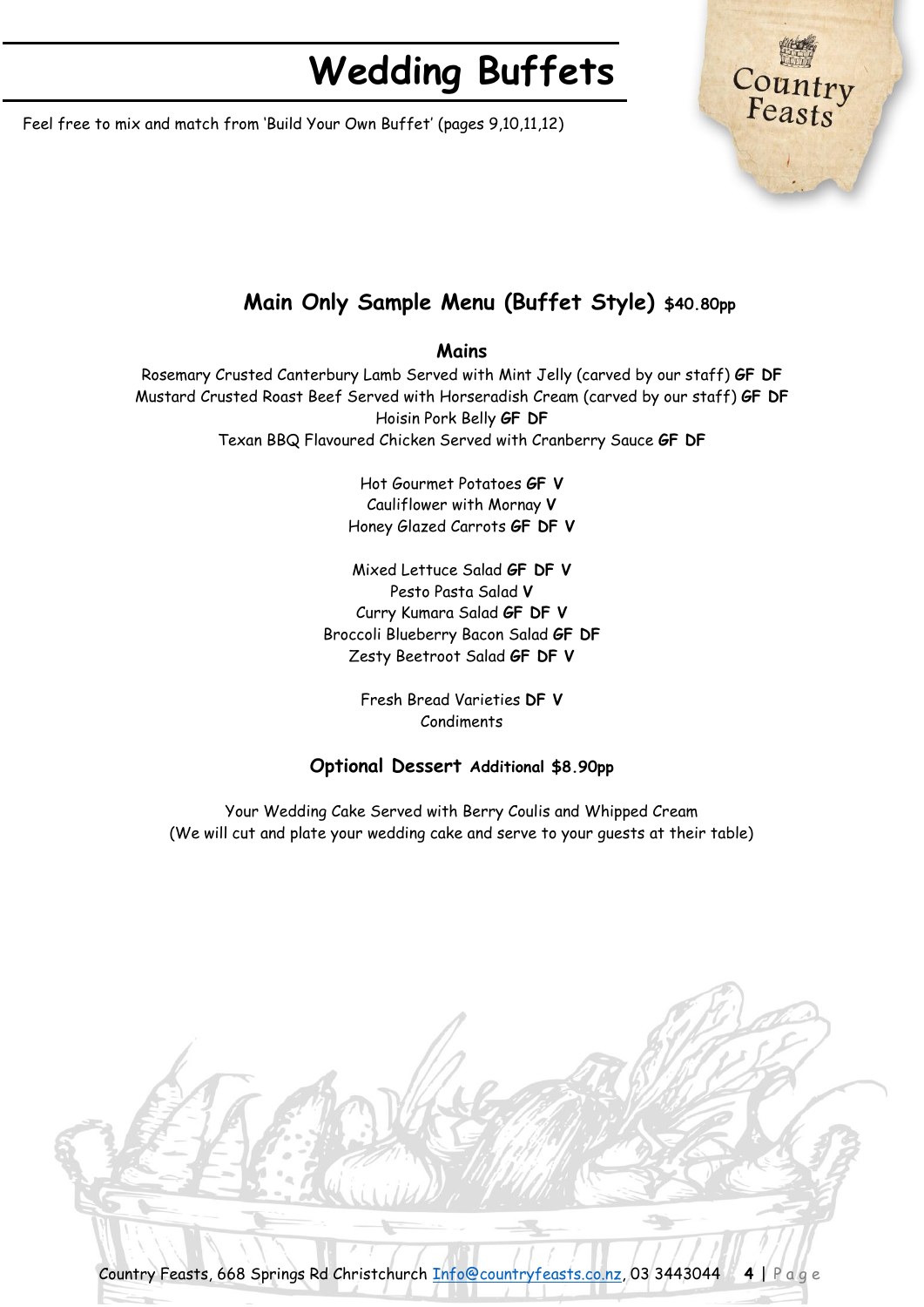# Wedding Buffets

Feel free to mix and match from 'Build Your Own Buffet' (pages 9,10,11,12)

## Main Only Sample Menu (Buffet Style) $40.80pp

### Mains

Rosemary Crusted Canterbury Lamb Served with Mint Jelly (carved by our staff) **GF DF**
Mustard Crusted Roast Beef Served with Horseradish Cream (carved by our staff) **GF DF**
Hoisin Pork Belly **GF DF**
Texan BBQ Flavoured Chicken Served with Cranberry Sauce **GF DF**

Hot Gourmet Potatoes **GF V**
Cauliflower with Mornay **V**
Honey Glazed Carrots **GF DF V**

Mixed Lettuce Salad **GF DF V**
Pesto Pasta Salad **V**
Curry Kumara Salad **GF DF V**
Broccoli Blueberry Bacon Salad **GF DF**
Zesty Beetroot Salad **GF DF V**

Fresh Bread Varieties **DF V**
Condiments

### Optional Dessert Additional $8.90pp

Your Wedding Cake Served with Berry Coulis and Whipped Cream
(We will cut and plate your wedding cake and serve to your guests at their table)

Country Feasts, 668 Springs Rd Christchurch Info@countryfeasts.co.nz, 03 3443044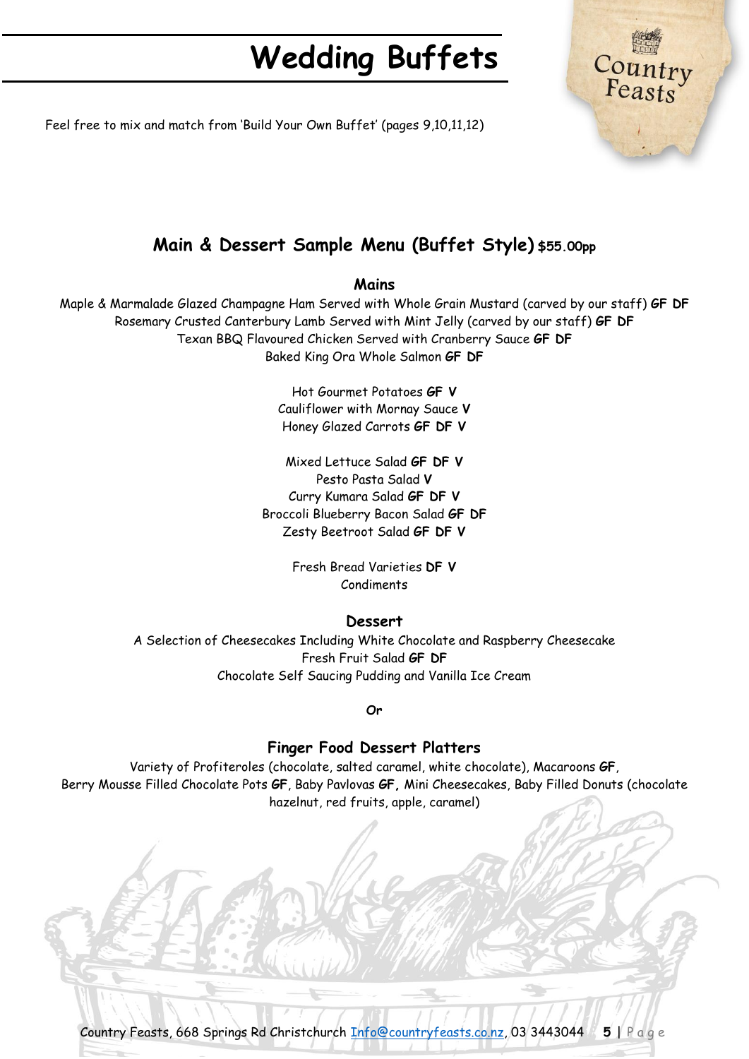# Wedding Buffets

Feel free to mix and match from 'Build Your Own Buffet' (pages 9,10,11,12)

## Main & Dessert Sample Menu (Buffet Style) $55.00pp

### Mains

Maple & Marmalade Glazed Champagne Ham Served with Whole Grain Mustard (carved by our staff) **GF DF**
Rosemary Crusted Canterbury Lamb Served with Mint Jelly (carved by our staff) **GF DF**
Texan BBQ Flavoured Chicken Served with Cranberry Sauce **GF DF**
Baked King Ora Whole Salmon **GF DF**

Hot Gourmet Potatoes **GF V**
Cauliflower with Mornay Sauce **V**
Honey Glazed Carrots **GF DF V**

Mixed Lettuce Salad **GF DF V**
Pesto Pasta Salad **V**
Curry Kumara Salad **GF DF V**
Broccoli Blueberry Bacon Salad **GF DF**
Zesty Beetroot Salad **GF DF V**

Fresh Bread Varieties **DF V**
Condiments

### Dessert

A Selection of Cheesecakes Including White Chocolate and Raspberry Cheesecake
Fresh Fruit Salad **GF DF**
Chocolate Self Saucing Pudding and Vanilla Ice Cream

***Or***

### Finger Food Dessert Platters

Variety of Profiteroles (chocolate, salted caramel, white chocolate), Macaroons **GF**, Berry Mousse Filled Chocolate Pots **GF**, Baby Pavlovas **GF**, Mini Cheesecakes, Baby Filled Donuts (chocolate hazelnut, red fruits, apple, caramel)

Country Feasts, 668 Springs Rd Christchurch Info@countryfeasts.co.nz, 03 3443044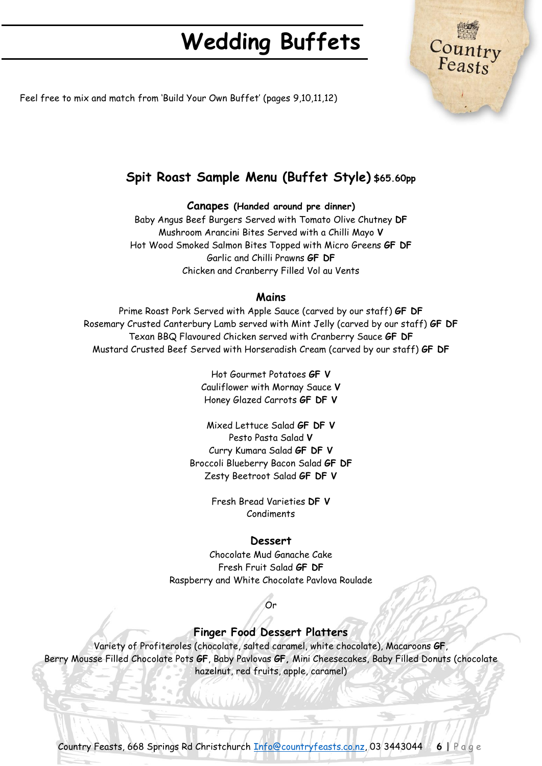# Wedding Buffets

Feel free to mix and match from 'Build Your Own Buffet' (pages 9,10,11,12)

## Spit Roast Sample Menu (Buffet Style) $65.60pp

### Canapes (Handed around pre dinner)

Baby Angus Beef Burgers Served with Tomato Olive Chutney **DF**
Mushroom Arancini Bites Served with a Chilli Mayo **V**
Hot Wood Smoked Salmon Bites Topped with Micro Greens **GF DF**
Garlic and Chilli Prawns **GF DF**
Chicken and Cranberry Filled Vol au Vents

### Mains

Prime Roast Pork Served with Apple Sauce (carved by our staff) **GF DF**
Rosemary Crusted Canterbury Lamb served with Mint Jelly (carved by our staff) **GF DF**
Texan BBQ Flavoured Chicken served with Cranberry Sauce **GF DF**
Mustard Crusted Beef Served with Horseradish Cream (carved by our staff) **GF DF**

Hot Gourmet Potatoes **GF V**
Cauliflower with Mornay Sauce **V**
Honey Glazed Carrots **GF DF V**

Mixed Lettuce Salad **GF DF V**
Pesto Pasta Salad **V**
Curry Kumara Salad **GF DF V**
Broccoli Blueberry Bacon Salad **GF DF**
Zesty Beetroot Salad **GF DF V**

Fresh Bread Varieties **DF V**
Condiments

### Dessert

Chocolate Mud Ganache Cake
Fresh Fruit Salad **GF DF**
Raspberry and White Chocolate Pavlova Roulade

*Or*

### Finger Food Dessert Platters

Variety of Profiteroles (chocolate, salted caramel, white chocolate), Macaroons **GF**, Berry Mousse Filled Chocolate Pots **GF**, Baby Pavlovas **GF**, Mini Cheesecakes, Baby Filled Donuts (chocolate hazelnut, red fruits, apple, caramel)

Country Feasts, 668 Springs Rd Christchurch Info@countryfeasts.co.nz, 03 3443044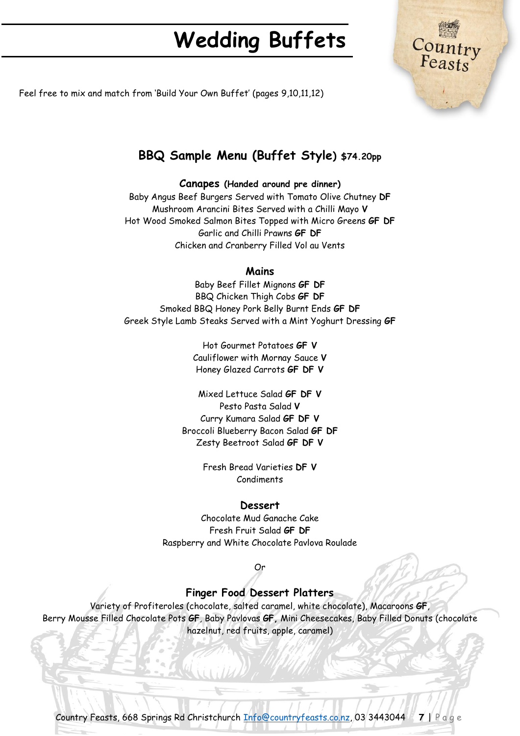# Wedding Buffets

Feel free to mix and match from 'Build Your Own Buffet' (pages 9,10,11,12)

## BBQ Sample Menu (Buffet Style) $74.20pp

### Canapes (Handed around pre dinner)

Baby Angus Beef Burgers Served with Tomato Olive Chutney **DF**
Mushroom Arancini Bites Served with a Chilli Mayo **V**
Hot Wood Smoked Salmon Bites Topped with Micro Greens **GF DF**
Garlic and Chilli Prawns **GF DF**
Chicken and Cranberry Filled Vol au Vents

### Mains

Baby Beef Fillet Mignons **GF DF**
BBQ Chicken Thigh Cobs **GF DF**
Smoked BBQ Honey Pork Belly Burnt Ends **GF DF**
Greek Style Lamb Steaks Served with a Mint Yoghurt Dressing **GF**

Hot Gourmet Potatoes **GF V**
Cauliflower with Mornay Sauce **V**
Honey Glazed Carrots **GF DF V**

Mixed Lettuce Salad **GF DF V**
Pesto Pasta Salad **V**
Curry Kumara Salad **GF DF V**
Broccoli Blueberry Bacon Salad **GF DF**
Zesty Beetroot Salad **GF DF V**

Fresh Bread Varieties **DF V**
Condiments

### Dessert

Chocolate Mud Ganache Cake
Fresh Fruit Salad **GF DF**
Raspberry and White Chocolate Pavlova Roulade

*Or*

### Finger Food Dessert Platters

Variety of Profiteroles (chocolate, salted caramel, white chocolate), Macaroons **GF**, Berry Mousse Filled Chocolate Pots **GF**, Baby Pavlovas **GF**, Mini Cheesecakes, Baby Filled Donuts (chocolate hazelnut, red fruits, apple, caramel)

Country Feasts, 668 Springs Rd Christchurch Info@countryfeasts.co.nz, 03 3443044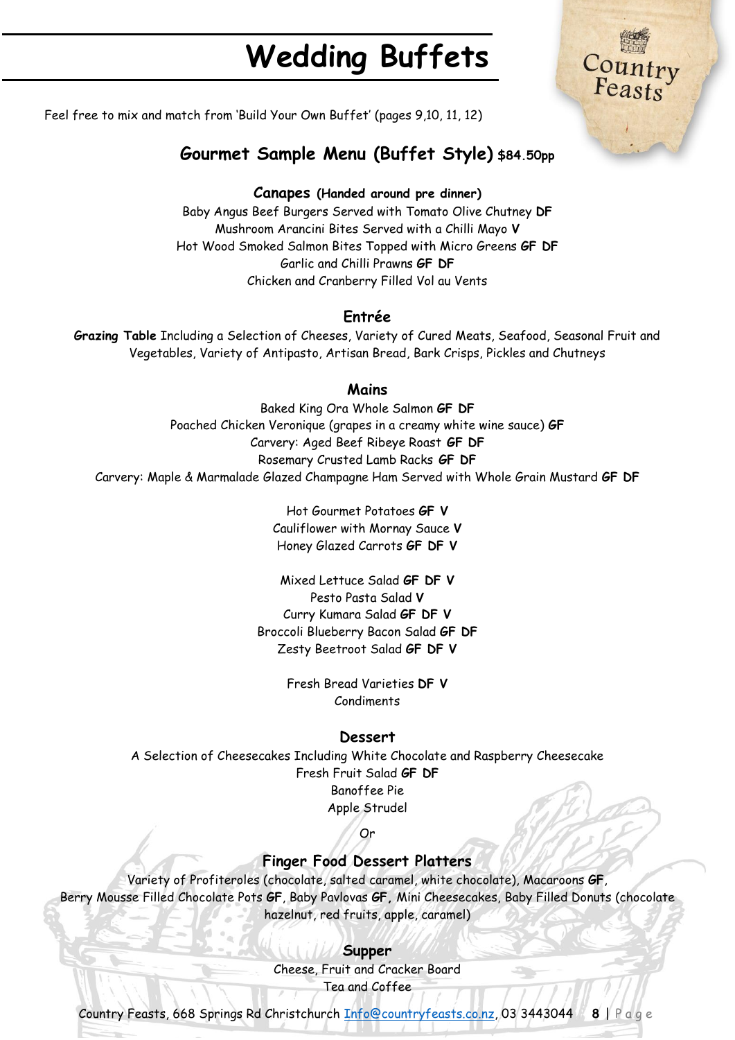# Wedding Buffets

Feel free to mix and match from 'Build Your Own Buffet' (pages 9,10, 11, 12)

## Gourmet Sample Menu (Buffet Style) $84.50pp

### Canapes (Handed around pre dinner)

Baby Angus Beef Burgers Served with Tomato Olive Chutney **DF**
Mushroom Arancini Bites Served with a Chilli Mayo **V**
Hot Wood Smoked Salmon Bites Topped with Micro Greens **GF DF**
Garlic and Chilli Prawns **GF DF**
Chicken and Cranberry Filled Vol au Vents

### Entrée

**Grazing Table** Including a Selection of Cheeses, Variety of Cured Meats, Seafood, Seasonal Fruit and Vegetables, Variety of Antipasto, Artisan Bread, Bark Crisps, Pickles and Chutneys

### Mains

Baked King Ora Whole Salmon **GF DF**
Poached Chicken Veronique (grapes in a creamy white wine sauce) **GF**
Carvery: Aged Beef Ribeye Roast **GF DF**
Rosemary Crusted Lamb Racks **GF DF**
Carvery: Maple & Marmalade Glazed Champagne Ham Served with Whole Grain Mustard **GF DF**

Hot Gourmet Potatoes **GF V**
Cauliflower with Mornay Sauce **V**
Honey Glazed Carrots **GF DF V**

Mixed Lettuce Salad **GF DF V**
Pesto Pasta Salad **V**
Curry Kumara Salad **GF DF V**
Broccoli Blueberry Bacon Salad **GF DF**
Zesty Beetroot Salad **GF DF V**

Fresh Bread Varieties **DF V**
Condiments

### Dessert

A Selection of Cheesecakes Including White Chocolate and Raspberry Cheesecake
Fresh Fruit Salad **GF DF**
Banoffee Pie
Apple Strudel

*Or*

### Finger Food Dessert Platters

Variety of Profiteroles (chocolate, salted caramel, white chocolate), Macaroons **GF**, Berry Mousse Filled Chocolate Pots **GF**, Baby Pavlovas **GF**, Mini Cheesecakes, Baby Filled Donuts (chocolate hazelnut, red fruits, apple, caramel)

### Supper

Cheese, Fruit and Cracker Board
Tea and Coffee

Country Feasts, 668 Springs Rd Christchurch Info@countryfeasts.co.nz, 03 3443044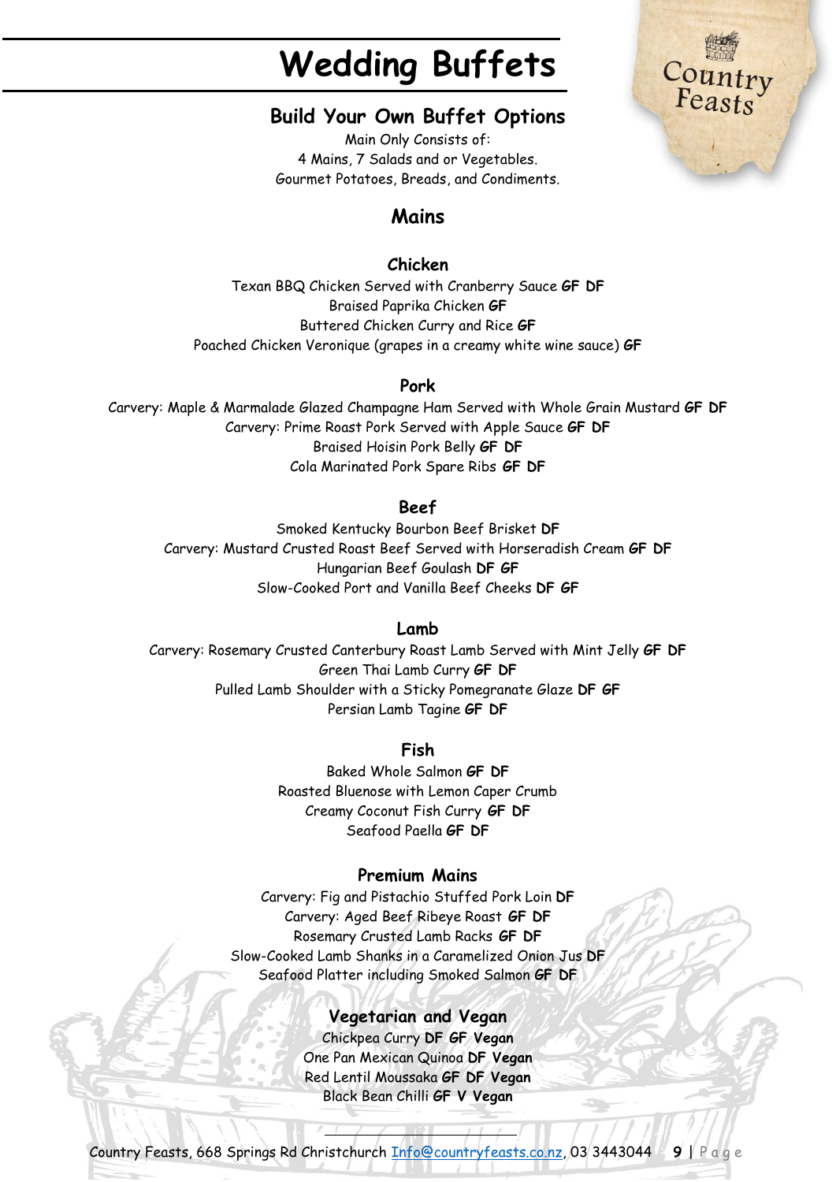# Wedding Buffets

## Build Your Own Buffet Options

Main Only Consists of:
4 Mains, 7 Salads and or Vegetables.
Gourmet Potatoes, Breads, and Condiments.

## Mains

### Chicken

Texan BBQ Chicken Served with Cranberry Sauce **GF DF**
Braised Paprika Chicken **GF**
Buttered Chicken Curry and Rice **GF**
Poached Chicken Veronique (grapes in a creamy white wine sauce) **GF**

### Pork

Carvery: Maple & Marmalade Glazed Champagne Ham Served with Whole Grain Mustard **GF DF**
Carvery: Prime Roast Pork Served with Apple Sauce **GF DF**
Braised Hoisin Pork Belly **GF DF**
Cola Marinated Pork Spare Ribs **GF DF**

### Beef

Smoked Kentucky Bourbon Beef Brisket **DF**
Carvery: Mustard Crusted Roast Beef Served with Horseradish Cream **GF DF**
Hungarian Beef Goulash **DF GF**
Slow-Cooked Port and Vanilla Beef Cheeks **DF GF**

### Lamb

Carvery: Rosemary Crusted Canterbury Roast Lamb Served with Mint Jelly **GF DF**
Green Thai Lamb Curry **GF DF**
Pulled Lamb Shoulder with a Sticky Pomegranate Glaze **DF GF**
Persian Lamb Tagine **GF DF**

### Fish

Baked Whole Salmon **GF DF**
Roasted Bluenose with Lemon Caper Crumb
Creamy Coconut Fish Curry **GF DF**
Seafood Paella **GF DF**

### Premium Mains

Carvery: Fig and Pistachio Stuffed Pork Loin **DF**
Carvery: Aged Beef Ribeye Roast **GF DF**
Rosemary Crusted Lamb Racks **GF DF**
Slow-Cooked Lamb Shanks in a Caramelized Onion Jus **DF**
Seafood Platter including Smoked Salmon **GF DF**

### Vegetarian and Vegan

Chickpea Curry **DF GF Vegan**
One Pan Mexican Quinoa **DF Vegan**
Red Lentil Moussaka **GF DF Vegan**
Black Bean Chilli **GF V Vegan**

Country Feasts, 668 Springs Rd Christchurch Info@countryfeasts.co.nz, 03 3443044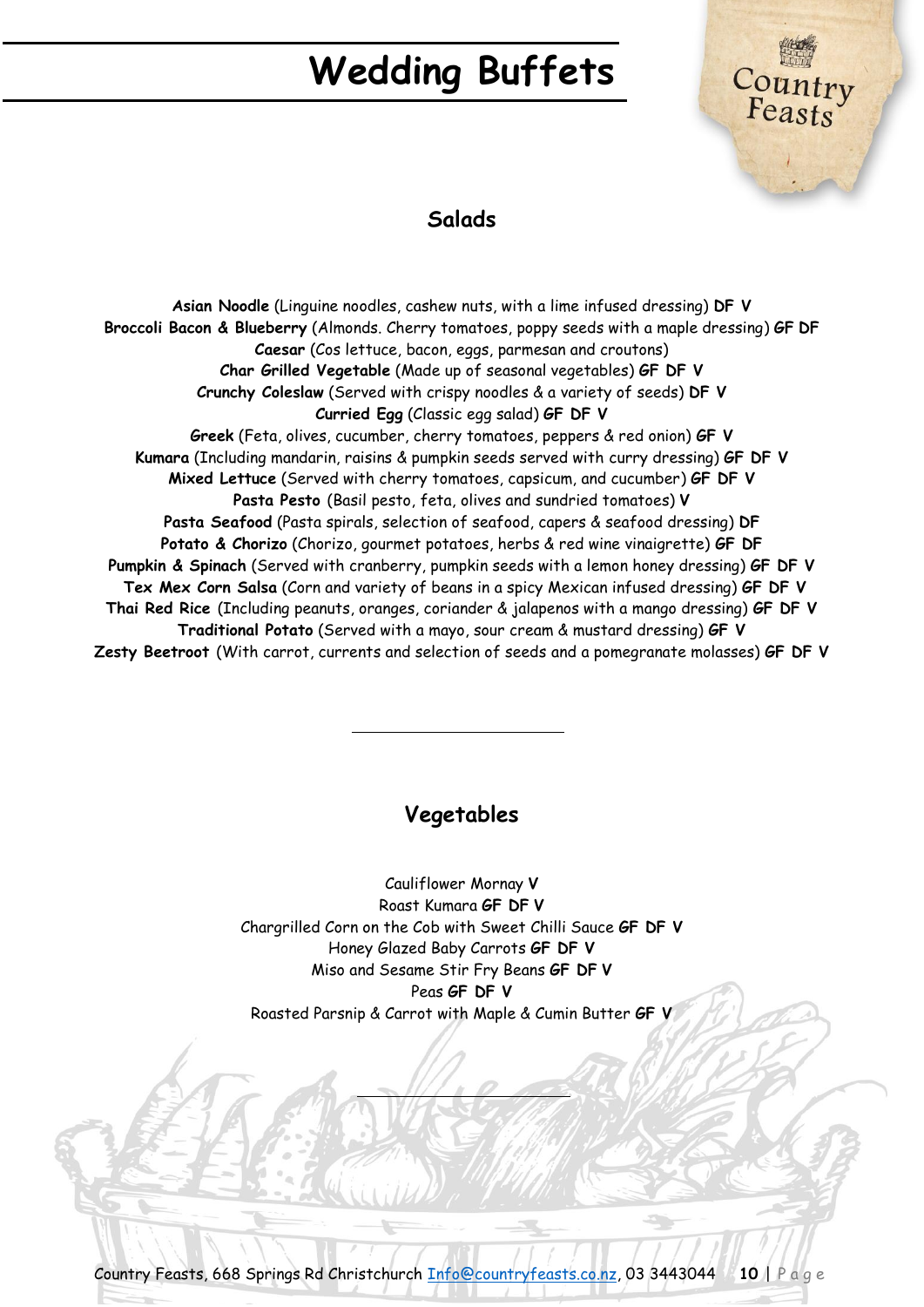# Wedding Buffets

## Salads

**Asian Noodle** (Linguine noodles, cashew nuts, with a lime infused dressing) **DF V**
**Broccoli Bacon & Blueberry** (Almonds. Cherry tomatoes, poppy seeds with a maple dressing) **GF DF**
**Caesar** (Cos lettuce, bacon, eggs, parmesan and croutons)
**Char Grilled Vegetable** (Made up of seasonal vegetables) **GF DF V**
**Crunchy Coleslaw** (Served with crispy noodles & a variety of seeds) **DF V**
**Curried Egg** (Classic egg salad) **GF DF V**
**Greek** (Feta, olives, cucumber, cherry tomatoes, peppers & red onion) **GF V**
**Kumara** (Including mandarin, raisins & pumpkin seeds served with curry dressing) **GF DF V**
**Mixed Lettuce** (Served with cherry tomatoes, capsicum, and cucumber) **GF DF V**
**Pasta Pesto** (Basil pesto, feta, olives and sundried tomatoes) **V**
**Pasta Seafood** (Pasta spirals, selection of seafood, capers & seafood dressing) **DF**
**Potato & Chorizo** (Chorizo, gourmet potatoes, herbs & red wine vinaigrette) **GF DF**
**Pumpkin & Spinach** (Served with cranberry, pumpkin seeds with a lemon honey dressing) **GF DF V**
**Tex Mex Corn Salsa** (Corn and variety of beans in a spicy Mexican infused dressing) **GF DF V**
**Thai Red Rice** (Including peanuts, oranges, coriander & jalapenos with a mango dressing) **GF DF V**
**Traditional Potato** (Served with a mayo, sour cream & mustard dressing) **GF V**
**Zesty Beetroot** (With carrot, currents and selection of seeds and a pomegranate molasses) **GF DF V**

---

## Vegetables

Cauliflower Mornay **V**
Roast Kumara **GF DF V**
Chargrilled Corn on the Cob with Sweet Chilli Sauce **GF DF V**
Honey Glazed Baby Carrots **GF DF V**
Miso and Sesame Stir Fry Beans **GF DF V**
Peas **GF DF V**
Roasted Parsnip & Carrot with Maple & Cumin Butter **GF V**

---

Country Feasts, 668 Springs Rd Christchurch Info@countryfeasts.co.nz, 03 3443044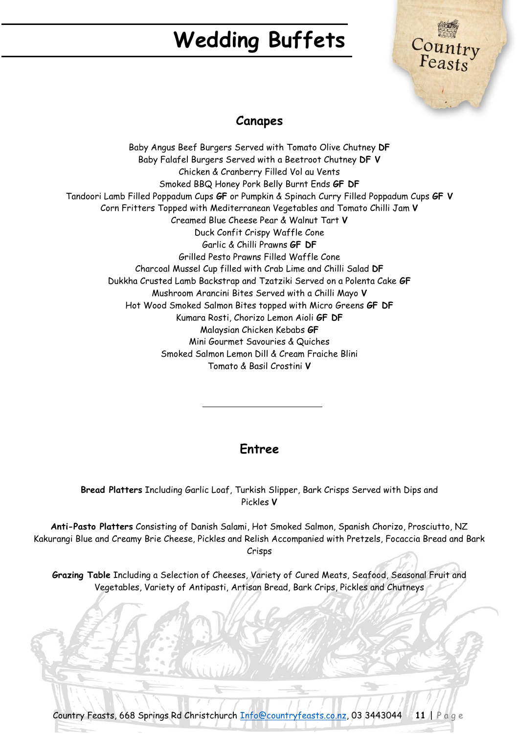# Wedding Buffets

## Canapes

Baby Angus Beef Burgers Served with Tomato Olive Chutney **DF**
Baby Falafel Burgers Served with a Beetroot Chutney **DF V**
Chicken & Cranberry Filled Vol au Vents
Smoked BBQ Honey Pork Belly Burnt Ends **GF DF**
Tandoori Lamb Filled Poppadum Cups **GF** or Pumpkin & Spinach Curry Filled Poppadum Cups **GF V**
Corn Fritters Topped with Mediterranean Vegetables and Tomato Chilli Jam **V**
Creamed Blue Cheese Pear & Walnut Tart **V**
Duck Confit Crispy Waffle Cone
Garlic & Chilli Prawns **GF DF**
Grilled Pesto Prawns Filled Waffle Cone
Charcoal Mussel Cup filled with Crab Lime and Chilli Salad **DF**
Dukkha Crusted Lamb Backstrap and Tzatziki Served on a Polenta Cake **GF**
Mushroom Arancini Bites Served with a Chilli Mayo **V**
Hot Wood Smoked Salmon Bites topped with Micro Greens **GF DF**
Kumara Rosti, Chorizo Lemon Aioli **GF DF**
Malaysian Chicken Kebabs **GF**
Mini Gourmet Savouries & Quiches
Smoked Salmon Lemon Dill & Cream Fraiche Blini
Tomato & Basil Crostini **V**

---

## Entree

**Bread Platters** Including Garlic Loaf, Turkish Slipper, Bark Crisps Served with Dips and Pickles **V**

**Anti-Pasto Platters** Consisting of Danish Salami, Hot Smoked Salmon, Spanish Chorizo, Prosciutto, NZ Kakurangi Blue and Creamy Brie Cheese, Pickles and Relish Accompanied with Pretzels, Focaccia Bread and Bark Crisps

**Grazing Table** Including a Selection of Cheeses, Variety of Cured Meats, Seafood, Seasonal Fruit and Vegetables, Variety of Antipasti, Artisan Bread, Bark Crips, Pickles and Chutneys

Country Feasts, 668 Springs Rd Christchurch Info@countryfeasts.co.nz, 03 3443044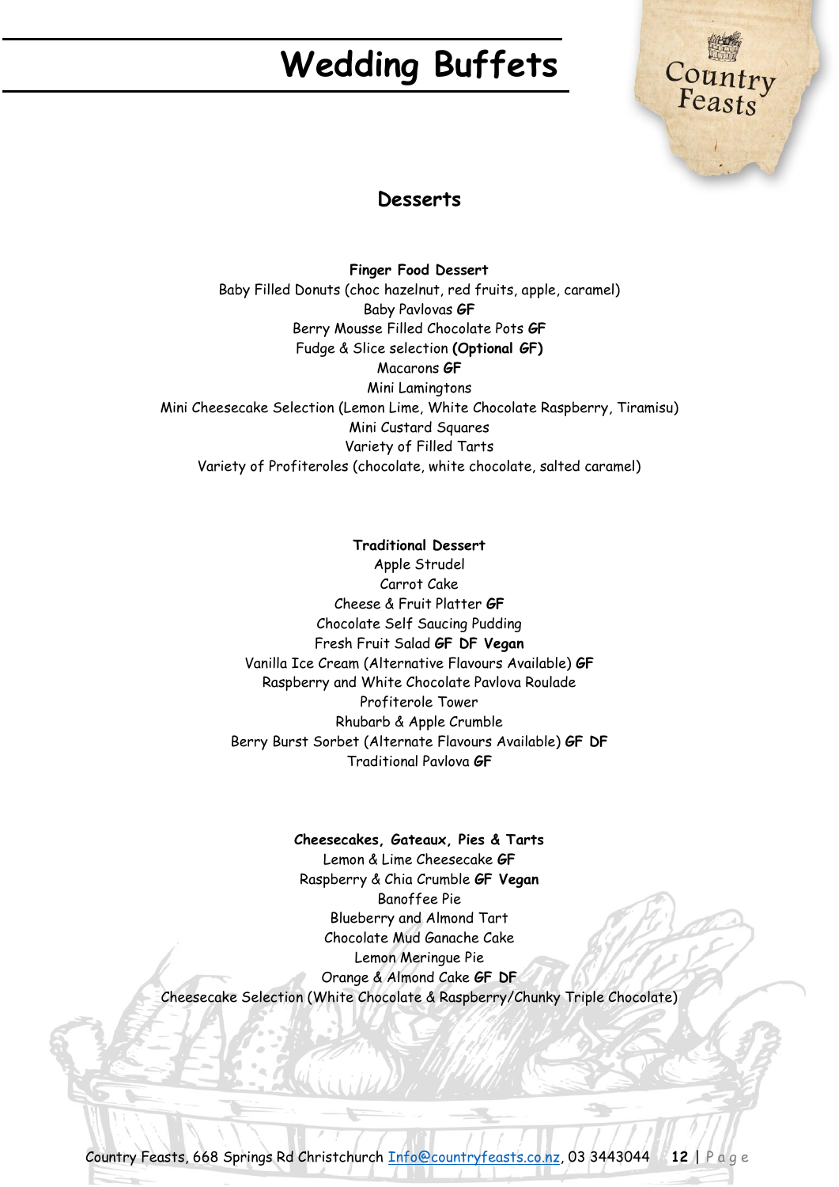# Wedding Buffets

## Desserts

**Finger Food Dessert**

Baby Filled Donuts (choc hazelnut, red fruits, apple, caramel)
Baby Pavlovas **GF**
Berry Mousse Filled Chocolate Pots **GF**
Fudge & Slice selection **(Optional GF)**
Macarons **GF**
Mini Lamingtons
Mini Cheesecake Selection (Lemon Lime, White Chocolate Raspberry, Tiramisu)
Mini Custard Squares
Variety of Filled Tarts
Variety of Profiteroles (chocolate, white chocolate, salted caramel)

**Traditional Dessert**

Apple Strudel
Carrot Cake
Cheese & Fruit Platter **GF**
Chocolate Self Saucing Pudding
Fresh Fruit Salad **GF DF Vegan**
Vanilla Ice Cream (Alternative Flavours Available) **GF**
Raspberry and White Chocolate Pavlova Roulade
Profiterole Tower
Rhubarb & Apple Crumble
Berry Burst Sorbet (Alternate Flavours Available) **GF DF**
Traditional Pavlova **GF**

**Cheesecakes, Gateaux, Pies & Tarts**

Lemon & Lime Cheesecake **GF**
Raspberry & Chia Crumble **GF Vegan**
Banoffee Pie
Blueberry and Almond Tart
Chocolate Mud Ganache Cake
Lemon Meringue Pie
Orange & Almond Cake **GF DF**
Cheesecake Selection (White Chocolate & Raspberry/Chunky Triple Chocolate)

Country Feasts, 668 Springs Rd Christchurch Info@countryfeasts.co.nz, 03 3443044